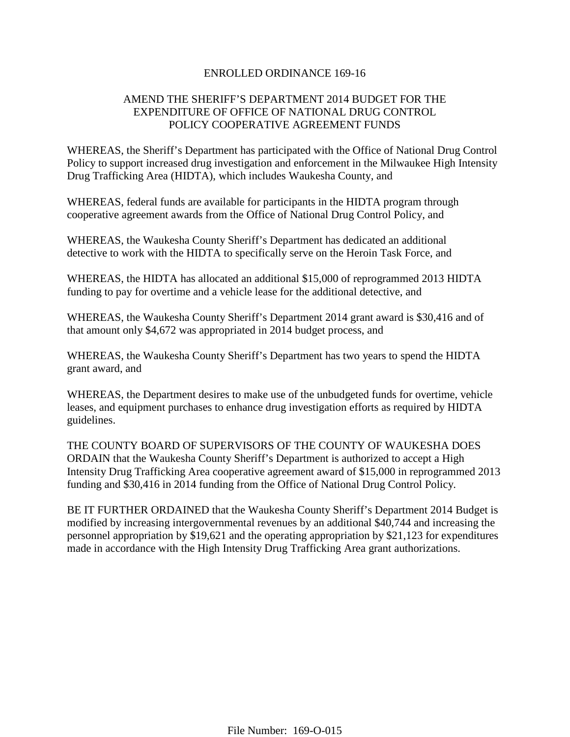# ENROLLED ORDINANCE 169-16

## AMEND THE SHERIFF'S DEPARTMENT 2014 BUDGET FOR THE EXPENDITURE OF OFFICE OF NATIONAL DRUG CONTROL POLICY COOPERATIVE AGREEMENT FUNDS

WHEREAS, the Sheriff's Department has participated with the Office of National Drug Control Policy to support increased drug investigation and enforcement in the Milwaukee High Intensity Drug Trafficking Area (HIDTA), which includes Waukesha County, and

WHEREAS, federal funds are available for participants in the HIDTA program through cooperative agreement awards from the Office of National Drug Control Policy, and

WHEREAS, the Waukesha County Sheriff's Department has dedicated an additional detective to work with the HIDTA to specifically serve on the Heroin Task Force, and

WHEREAS, the HIDTA has allocated an additional $15,000 of reprogrammed 2013 HIDTA funding to pay for overtime and a vehicle lease for the additional detective, and

WHEREAS, the Waukesha County Sheriff's Department 2014 grant award is $30,416 and of that amount only $4,672 was appropriated in 2014 budget process, and

WHEREAS, the Waukesha County Sheriff's Department has two years to spend the HIDTA grant award, and

WHEREAS, the Department desires to make use of the unbudgeted funds for overtime, vehicle leases, and equipment purchases to enhance drug investigation efforts as required by HIDTA guidelines.

THE COUNTY BOARD OF SUPERVISORS OF THE COUNTY OF WAUKESHA DOES ORDAIN that the Waukesha County Sheriff's Department is authorized to accept a High Intensity Drug Trafficking Area cooperative agreement award of $15,000 in reprogrammed 2013 funding and $30,416 in 2014 funding from the Office of National Drug Control Policy.

BE IT FURTHER ORDAINED that the Waukesha County Sheriff's Department 2014 Budget is modified by increasing intergovernmental revenues by an additional $40,744 and increasing the personnel appropriation by $19,621 and the operating appropriation by $21,123 for expenditures made in accordance with the High Intensity Drug Trafficking Area grant authorizations.

File Number: 169-O-015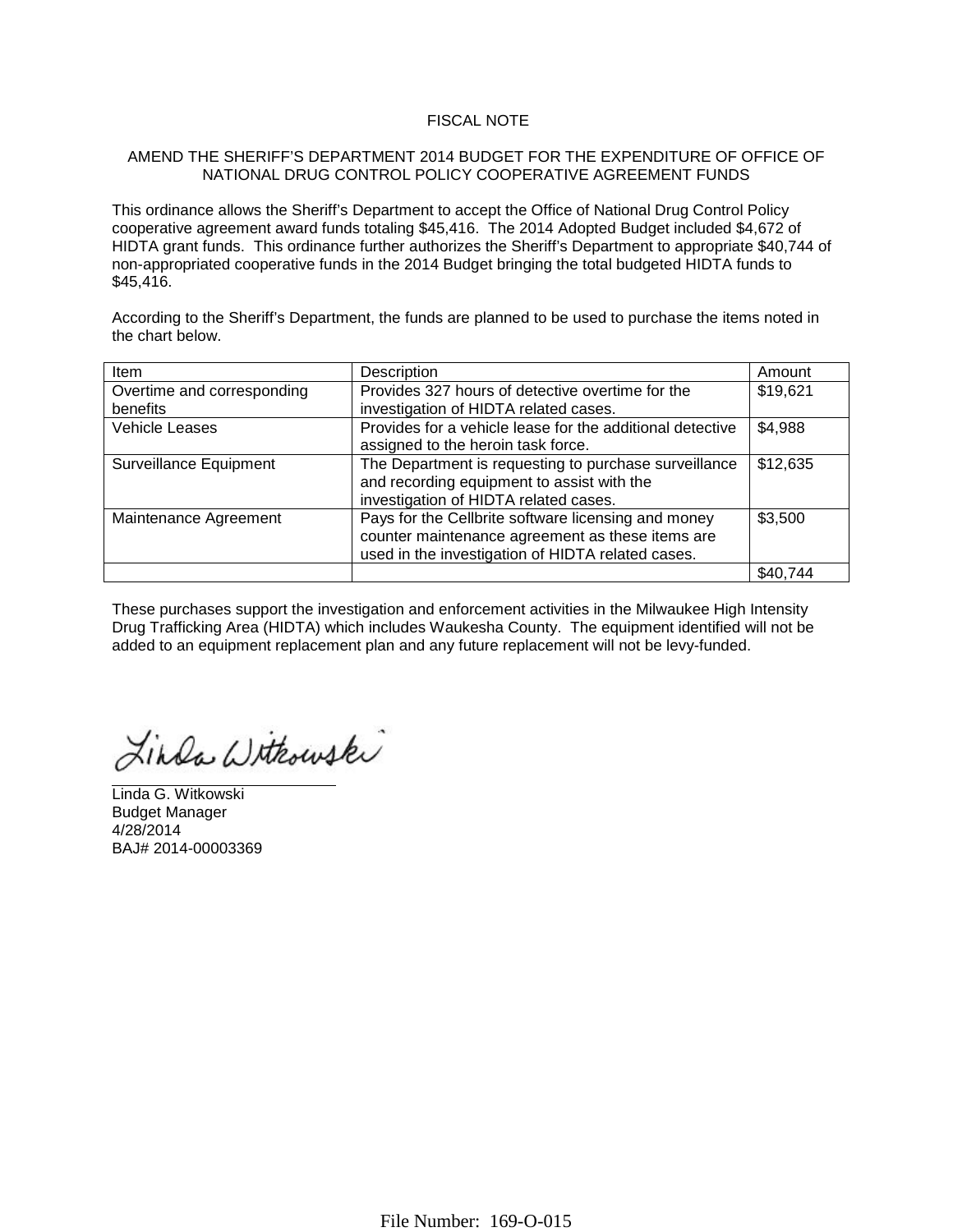# FISCAL NOTE

## AMEND THE SHERIFF'S DEPARTMENT 2014 BUDGET FOR THE EXPENDITURE OF OFFICE OF NATIONAL DRUG CONTROL POLICY COOPERATIVE AGREEMENT FUNDS

This ordinance allows the Sheriff's Department to accept the Office of National Drug Control Policy cooperative agreement award funds totaling $45,416. The 2014 Adopted Budget included $4,672 of HIDTA grant funds. This ordinance further authorizes the Sheriff's Department to appropriate $40,744 of non-appropriated cooperative funds in the 2014 Budget bringing the total budgeted HIDTA funds to $45,416.

According to the Sheriff's Department, the funds are planned to be used to purchase the items noted in the chart below.

| Item | Description | Amount |
|---|---|---|
| Overtime and corresponding benefits | Provides 327 hours of detective overtime for the investigation of HIDTA related cases. | $19,621 |
| Vehicle Leases | Provides for a vehicle lease for the additional detective assigned to the heroin task force. | $4,988 |
| Surveillance Equipment | The Department is requesting to purchase surveillance and recording equipment to assist with the investigation of HIDTA related cases. | $12,635 |
| Maintenance Agreement | Pays for the Cellbrite software licensing and money counter maintenance agreement as these items are used in the investigation of HIDTA related cases. | $3,500 |
| | | $40,744 |

These purchases support the investigation and enforcement activities in the Milwaukee High Intensity Drug Trafficking Area (HIDTA) which includes Waukesha County. The equipment identified will not be added to an equipment replacement plan and any future replacement will not be levy-funded.

Linda G. Witkowski
Budget Manager
4/28/2014
BAJ# 2014-00003369

File Number: 169-O-015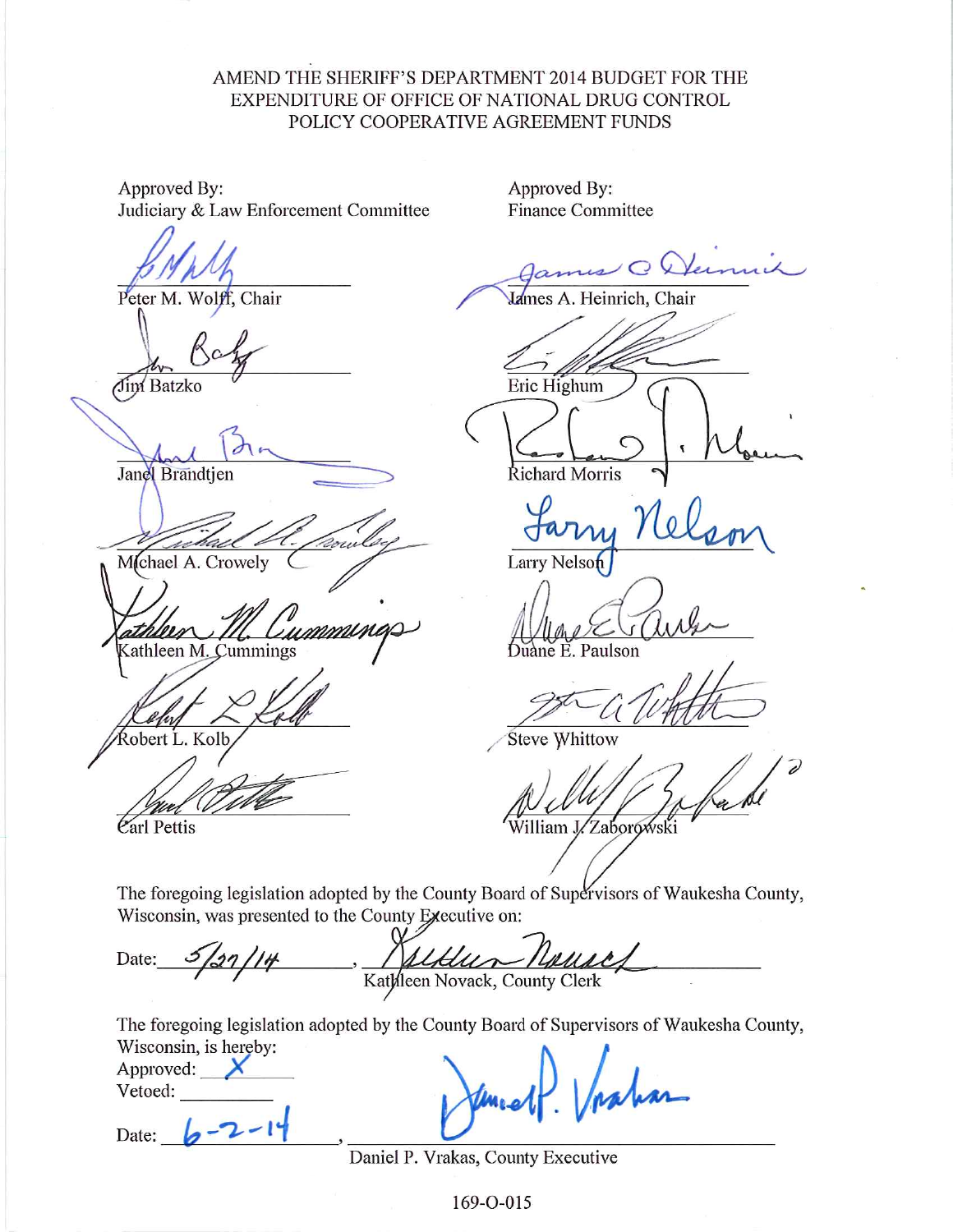# AMEND THE SHERIFF'S DEPARTMENT 2014 BUDGET FOR THE EXPENDITURE OF OFFICE OF NATIONAL DRUG CONTROL POLICY COOPERATIVE AGREEMENT FUNDS

| Approved By: Judiciary & Law Enforcement Committee | Approved By: Finance Committee |
| --- | --- |
| Peter M. Wolff, Chair | James A. Heinrich, Chair |
| Jim Batzko | Eric Highum |
| Janel Brandtjen | Richard Morris |
| Michael A. Crowely | Larry Nelson |
| Kathleen M. Cummings | Duane E. Paulson |
| Robert L. Kolb | Steve Whittow |
| Carl Pettis | William J. Zaborowski |

The foregoing legislation adopted by the County Board of Supervisors of Waukesha County, Wisconsin, was presented to the County Executive on:

Date: 5/27/14, Kathleen Novack, County Clerk

The foregoing legislation adopted by the County Board of Supervisors of Waukesha County, Wisconsin, is hereby:

Approved: X

Vetoed: ________

Date: 6-2-14, Daniel P. Vrakas, County Executive

169-O-015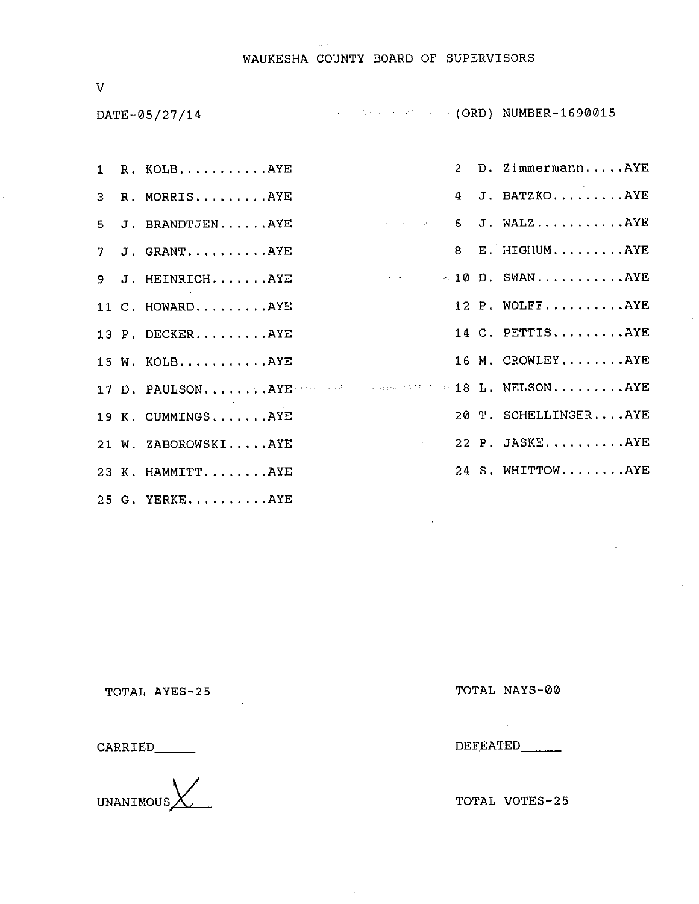WAUKESHA COUNTY BOARD OF SUPERVISORS

V

DATE-05/27/14 (ORD) NUMBER-1690015

| | |
|---|---|
| 1 R. KOLB...........AYE | 2 D. Zimmermann.....AYE |
| 3 R. MORRIS.........AYE | 4 J. BATZKO.........AYE |
| 5 J. BRANDTJEN......AYE | 6 J. WALZ...........AYE |
| 7 J. GRANT..........AYE | 8 E. HIGHUM.........AYE |
| 9 J. HEINRICH.......AYE | 10 D. SWAN...........AYE |
| 11 C. HOWARD.........AYE | 12 P. WOLFF..........AYE |
| 13 P. DECKER.........AYE | 14 C. PETTIS.........AYE |
| 15 W. KOLB...........AYE | 16 M. CROWLEY........AYE |
| 17 D. PAULSON........AYE | 18 L. NELSON.........AYE |
| 19 K. CUMMINGS.......AYE | 20 T. SCHELLINGER....AYE |
| 21 W. ZABOROWSKI.....AYE | 22 P. JASKE..........AYE |
| 23 K. HAMMITT........AYE | 24 S. WHITTOW........AYE |
| 25 G. YERKE..........AYE | |

TOTAL AYES-25 TOTAL NAYS-00

CARRIED______ DEFEATED______

UNANIMOUS X TOTAL VOTES-25